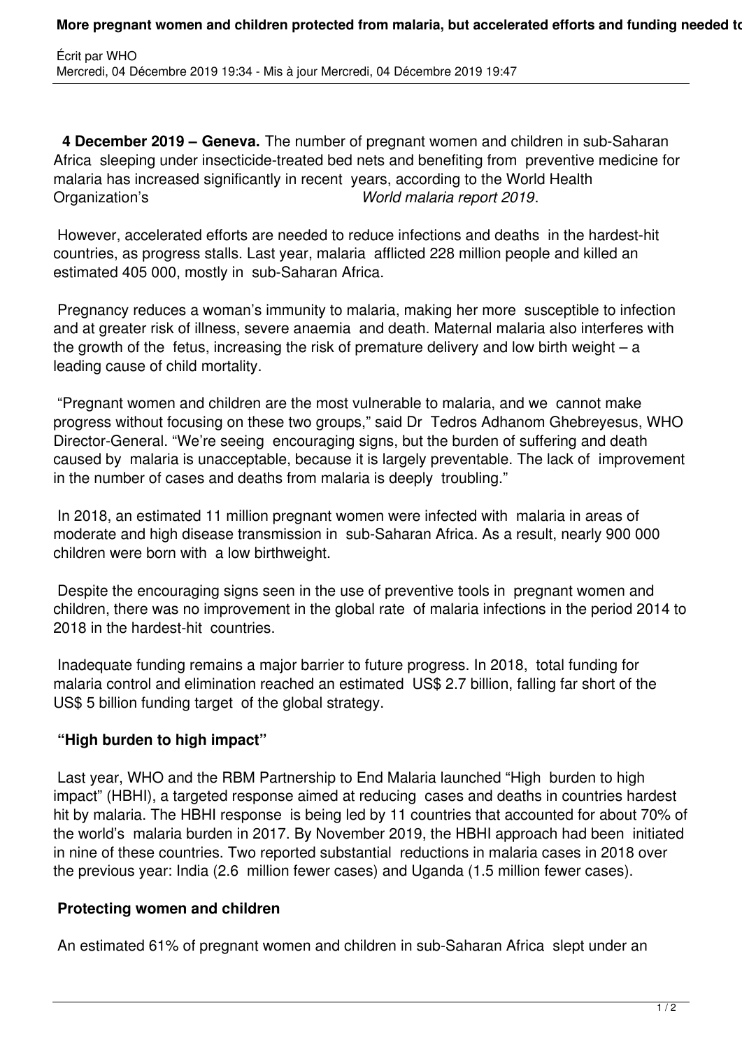**4 December 2019 – Geneva.** The number of pregnant women and children in sub-Saharan Africa sleeping under insecticide-treated bed nets and benefiting from preventive medicine for malaria has increased significantly in recent years, according to the World Health Organization's *World malaria report 2019*.

However, accelerated efforts are needed to reduce infections and deaths in the hardest-hit countries, as progress stalls. Last year, malaria afflicted 228 million people and killed an estimated 405 000, mostly in sub-Saharan Africa.

Pregnancy reduces a woman's immunity to malaria, making her more susceptible to infection and at greater risk of illness, severe anaemia and death. Maternal malaria also interferes with the growth of the fetus, increasing the risk of premature delivery and low birth weight – a leading cause of child mortality.

"Pregnant women and children are the most vulnerable to malaria, and we cannot make progress without focusing on these two groups," said Dr Tedros Adhanom Ghebreyesus, WHO Director-General. "We're seeing encouraging signs, but the burden of suffering and death caused by malaria is unacceptable, because it is largely preventable. The lack of improvement in the number of cases and deaths from malaria is deeply troubling."

In 2018, an estimated 11 million pregnant women were infected with malaria in areas of moderate and high disease transmission in sub-Saharan Africa. As a result, nearly 900 000 children were born with a low birthweight.

Despite the encouraging signs seen in the use of preventive tools in pregnant women and children, there was no improvement in the global rate of malaria infections in the period 2014 to 2018 in the hardest-hit countries.

Inadequate funding remains a major barrier to future progress. In 2018, total funding for malaria control and elimination reached an estimated US$ 2.7 billion, falling far short of the US$ 5 billion funding target of the global strategy.

## "High burden to high impact"

Last year, WHO and the RBM Partnership to End Malaria launched "High burden to high impact" (HBHI), a targeted response aimed at reducing cases and deaths in countries hardest hit by malaria. The HBHI response is being led by 11 countries that accounted for about 70% of the world's malaria burden in 2017. By November 2019, the HBHI approach had been initiated in nine of these countries. Two reported substantial reductions in malaria cases in 2018 over the previous year: India (2.6 million fewer cases) and Uganda (1.5 million fewer cases).

## Protecting women and children

An estimated 61% of pregnant women and children in sub-Saharan Africa slept under an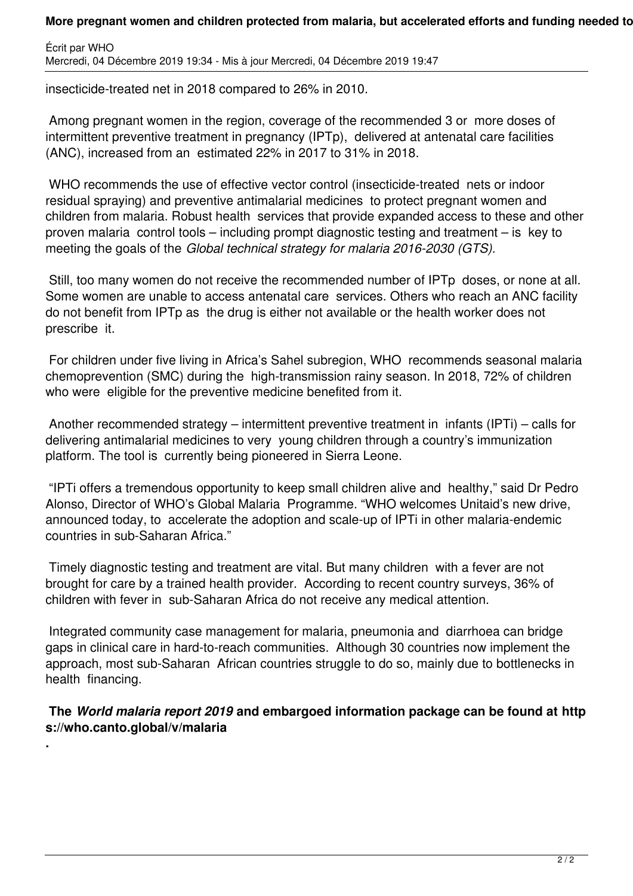insecticide-treated net in 2018 compared to 26% in 2010.

Among pregnant women in the region, coverage of the recommended 3 or more doses of intermittent preventive treatment in pregnancy (IPTp), delivered at antenatal care facilities (ANC), increased from an estimated 22% in 2017 to 31% in 2018.

WHO recommends the use of effective vector control (insecticide-treated nets or indoor residual spraying) and preventive antimalarial medicines to protect pregnant women and children from malaria. Robust health services that provide expanded access to these and other proven malaria control tools – including prompt diagnostic testing and treatment – is key to meeting the goals of the *Global technical strategy for malaria 2016-2030 (GTS).*

Still, too many women do not receive the recommended number of IPTp doses, or none at all. Some women are unable to access antenatal care services. Others who reach an ANC facility do not benefit from IPTp as the drug is either not available or the health worker does not prescribe it.

For children under five living in Africa's Sahel subregion, WHO recommends seasonal malaria chemoprevention (SMC) during the high-transmission rainy season. In 2018, 72% of children who were eligible for the preventive medicine benefited from it.

Another recommended strategy – intermittent preventive treatment in infants (IPTi) – calls for delivering antimalarial medicines to very young children through a country's immunization platform. The tool is currently being pioneered in Sierra Leone.

"IPTi offers a tremendous opportunity to keep small children alive and healthy," said Dr Pedro Alonso, Director of WHO's Global Malaria Programme. "WHO welcomes Unitaid's new drive, announced today, to accelerate the adoption and scale-up of IPTi in other malaria-endemic countries in sub-Saharan Africa."

Timely diagnostic testing and treatment are vital. But many children with a fever are not brought for care by a trained health provider. According to recent country surveys, 36% of children with fever in sub-Saharan Africa do not receive any medical attention.

Integrated community case management for malaria, pneumonia and diarrhoea can bridge gaps in clinical care in hard-to-reach communities. Although 30 countries now implement the approach, most sub-Saharan African countries struggle to do so, mainly due to bottlenecks in health financing.

**The *World malaria report 2019* and embargoed information package can be found at https://who.canto.global/v/malaria**

**.**